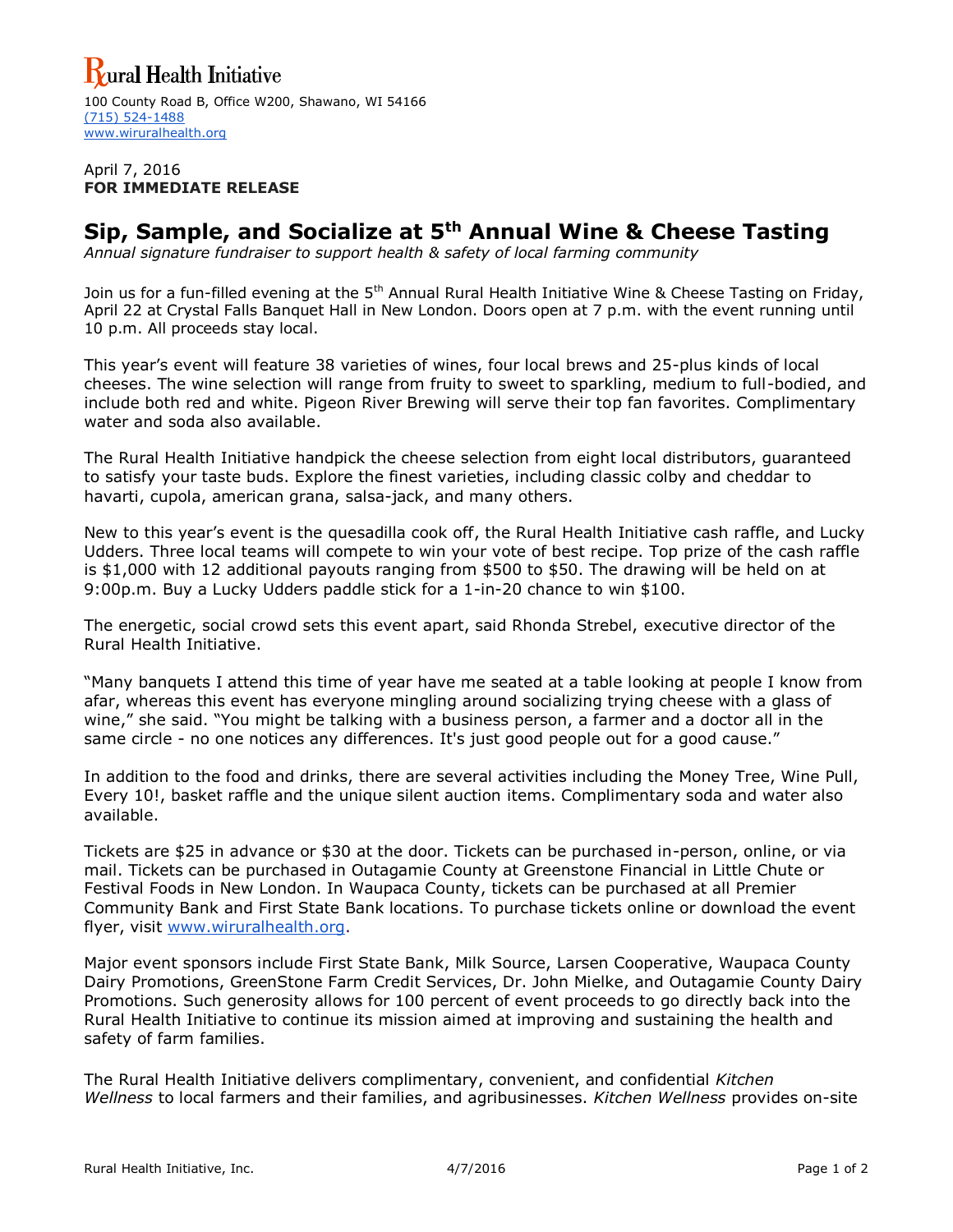# Rural Health Initiative

100 County Road B, Office W200, Shawano, WI 54166
(715) 524-1488
www.wiruralhealth.org

April 7, 2016
**FOR IMMEDIATE RELEASE**

## Sip, Sample, and Socialize at 5th Annual Wine & Cheese Tasting

*Annual signature fundraiser to support health & safety of local farming community*

Join us for a fun-filled evening at the 5th Annual Rural Health Initiative Wine & Cheese Tasting on Friday, April 22 at Crystal Falls Banquet Hall in New London. Doors open at 7 p.m. with the event running until 10 p.m. All proceeds stay local.

This year's event will feature 38 varieties of wines, four local brews and 25-plus kinds of local cheeses. The wine selection will range from fruity to sweet to sparkling, medium to full-bodied, and include both red and white. Pigeon River Brewing will serve their top fan favorites. Complimentary water and soda also available.

The Rural Health Initiative handpick the cheese selection from eight local distributors, guaranteed to satisfy your taste buds. Explore the finest varieties, including classic colby and cheddar to havarti, cupola, american grana, salsa-jack, and many others.

New to this year's event is the quesadilla cook off, the Rural Health Initiative cash raffle, and Lucky Udders. Three local teams will compete to win your vote of best recipe. Top prize of the cash raffle is $1,000 with 12 additional payouts ranging from $500 to $50. The drawing will be held on at 9:00p.m. Buy a Lucky Udders paddle stick for a 1-in-20 chance to win $100.

The energetic, social crowd sets this event apart, said Rhonda Strebel, executive director of the Rural Health Initiative.

"Many banquets I attend this time of year have me seated at a table looking at people I know from afar, whereas this event has everyone mingling around socializing trying cheese with a glass of wine," she said. "You might be talking with a business person, a farmer and a doctor all in the same circle - no one notices any differences. It's just good people out for a good cause."

In addition to the food and drinks, there are several activities including the Money Tree, Wine Pull, Every 10!, basket raffle and the unique silent auction items. Complimentary soda and water also available.

Tickets are $25 in advance or $30 at the door. Tickets can be purchased in-person, online, or via mail. Tickets can be purchased in Outagamie County at Greenstone Financial in Little Chute or Festival Foods in New London. In Waupaca County, tickets can be purchased at all Premier Community Bank and First State Bank locations. To purchase tickets online or download the event flyer, visit www.wiruralhealth.org.

Major event sponsors include First State Bank, Milk Source, Larsen Cooperative, Waupaca County Dairy Promotions, GreenStone Farm Credit Services, Dr. John Mielke, and Outagamie County Dairy Promotions. Such generosity allows for 100 percent of event proceeds to go directly back into the Rural Health Initiative to continue its mission aimed at improving and sustaining the health and safety of farm families.

The Rural Health Initiative delivers complimentary, convenient, and confidential *Kitchen Wellness* to local farmers and their families, and agribusinesses. *Kitchen Wellness* provides on-site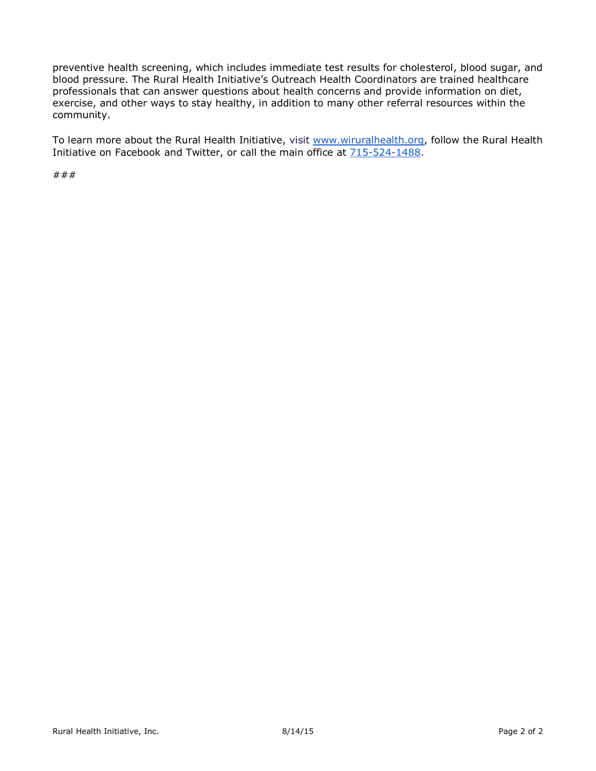preventive health screening, which includes immediate test results for cholesterol, blood sugar, and blood pressure. The Rural Health Initiative's Outreach Health Coordinators are trained healthcare professionals that can answer questions about health concerns and provide information on diet, exercise, and other ways to stay healthy, in addition to many other referral resources within the community.

To learn more about the Rural Health Initiative, visit www.wiruralhealth.org, follow the Rural Health Initiative on Facebook and Twitter, or call the main office at 715-524-1488.

###